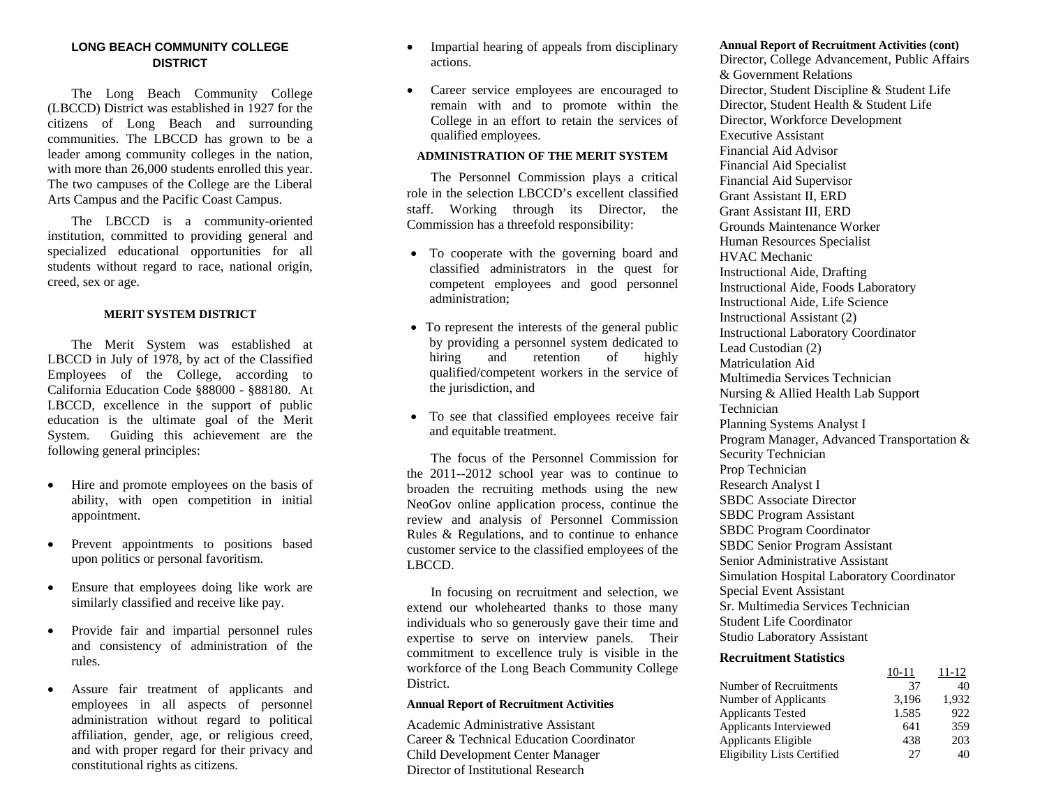## LONG BEACH COMMUNITY COLLEGE DISTRICT

The Long Beach Community College (LBCCD) District was established in 1927 for the citizens of Long Beach and surrounding communities. The LBCCD has grown to be a leader among community colleges in the nation, with more than 26,000 students enrolled this year. The two campuses of the College are the Liberal Arts Campus and the Pacific Coast Campus.

The LBCCD is a community-oriented institution, committed to providing general and specialized educational opportunities for all students without regard to race, national origin, creed, sex or age.

### MERIT SYSTEM DISTRICT

The Merit System was established at LBCCD in July of 1978, by act of the Classified Employees of the College, according to California Education Code §88000 - §88180. At LBCCD, excellence in the support of public education is the ultimate goal of the Merit System. Guiding this achievement are the following general principles:

- Hire and promote employees on the basis of ability, with open competition in initial appointment.
- Prevent appointments to positions based upon politics or personal favoritism.
- Ensure that employees doing like work are similarly classified and receive like pay.
- Provide fair and impartial personnel rules and consistency of administration of the rules.
- Assure fair treatment of applicants and employees in all aspects of personnel administration without regard to political affiliation, gender, age, or religious creed, and with proper regard for their privacy and constitutional rights as citizens.
- Impartial hearing of appeals from disciplinary actions.
- Career service employees are encouraged to remain with and to promote within the College in an effort to retain the services of qualified employees.

### ADMINISTRATION OF THE MERIT SYSTEM

The Personnel Commission plays a critical role in the selection LBCCD's excellent classified staff. Working through its Director, the Commission has a threefold responsibility:

- To cooperate with the governing board and classified administrators in the quest for competent employees and good personnel administration;
- To represent the interests of the general public by providing a personnel system dedicated to hiring and retention of highly qualified/competent workers in the service of the jurisdiction, and
- To see that classified employees receive fair and equitable treatment.

The focus of the Personnel Commission for the 2011--2012 school year was to continue to broaden the recruiting methods using the new NeoGov online application process, continue the review and analysis of Personnel Commission Rules & Regulations, and to continue to enhance customer service to the classified employees of the LBCCD.

In focusing on recruitment and selection, we extend our wholehearted thanks to those many individuals who so generously gave their time and expertise to serve on interview panels. Their commitment to excellence truly is visible in the workforce of the Long Beach Community College District.

### Annual Report of Recruitment Activities

Academic Administrative Assistant
Career & Technical Education Coordinator
Child Development Center Manager
Director of Institutional Research

### Annual Report of Recruitment Activities (cont)

Director, College Advancement, Public Affairs & Government Relations
Director, Student Discipline & Student Life
Director, Student Health & Student Life
Director, Workforce Development
Executive Assistant
Financial Aid Advisor
Financial Aid Specialist
Financial Aid Supervisor
Grant Assistant II, ERD
Grant Assistant III, ERD
Grounds Maintenance Worker
Human Resources Specialist
HVAC Mechanic
Instructional Aide, Drafting
Instructional Aide, Foods Laboratory
Instructional Aide, Life Science
Instructional Assistant (2)
Instructional Laboratory Coordinator
Lead Custodian (2)
Matriculation Aid
Multimedia Services Technician
Nursing & Allied Health Lab Support Technician
Planning Systems Analyst I
Program Manager, Advanced Transportation & Security Technician
Prop Technician
Research Analyst I
SBDC Associate Director
SBDC Program Assistant
SBDC Program Coordinator
SBDC Senior Program Assistant
Senior Administrative Assistant
Simulation Hospital Laboratory Coordinator
Special Event Assistant
Sr. Multimedia Services Technician
Student Life Coordinator
Studio Laboratory Assistant

### Recruitment Statistics

| | 10-11 | 11-12 |
|---|---|---|
| Number of Recruitments | 37 | 40 |
| Number of Applicants | 3,196 | 1,932 |
| Applicants Tested | 1.585 | 922 |
| Applicants Interviewed | 641 | 359 |
| Applicants Eligible | 438 | 203 |
| Eligibility Lists Certified | 27 | 40 |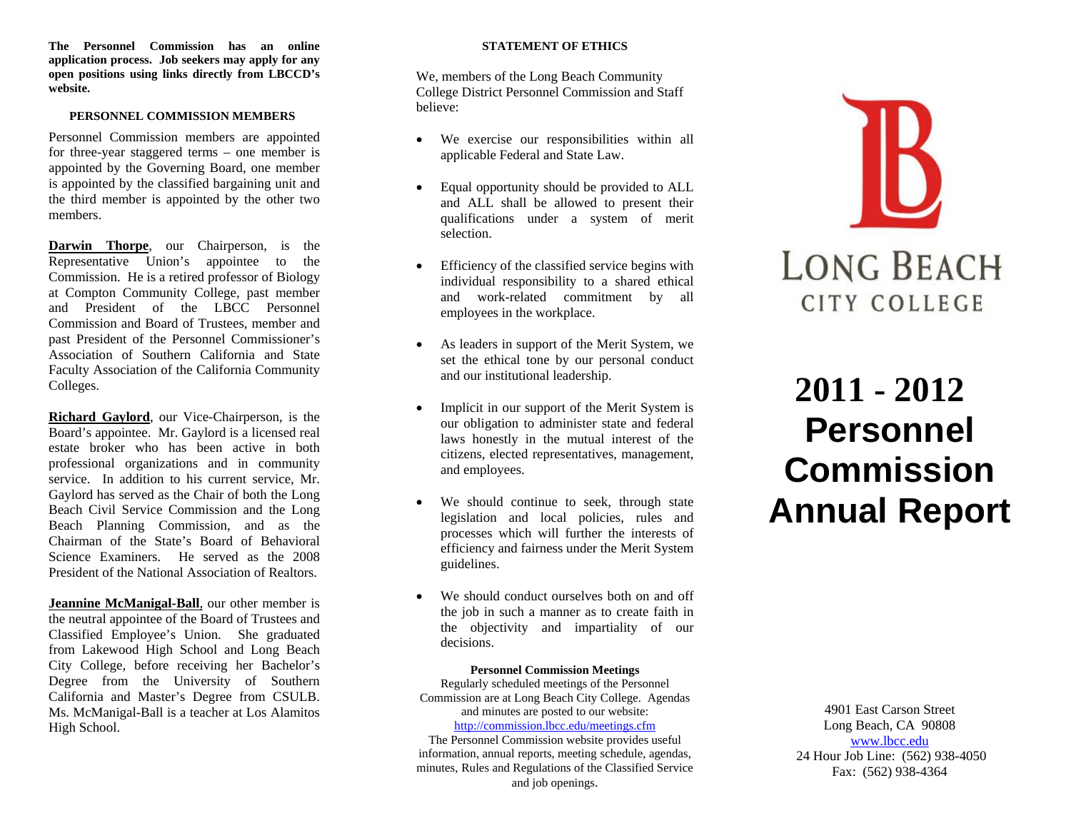**The Personnel Commission has an online application process. Job seekers may apply for any open positions using links directly from LBCCD's website.**

### PERSONNEL COMMISSION MEMBERS

Personnel Commission members are appointed for three-year staggered terms – one member is appointed by the Governing Board, one member is appointed by the classified bargaining unit and the third member is appointed by the other two members.

**Darwin Thorpe**, our Chairperson, is the Representative Union's appointee to the Commission. He is a retired professor of Biology at Compton Community College, past member and President of the LBCC Personnel Commission and Board of Trustees, member and past President of the Personnel Commissioner's Association of Southern California and State Faculty Association of the California Community Colleges.

**Richard Gaylord**, our Vice-Chairperson, is the Board's appointee. Mr. Gaylord is a licensed real estate broker who has been active in both professional organizations and in community service. In addition to his current service, Mr. Gaylord has served as the Chair of both the Long Beach Civil Service Commission and the Long Beach Planning Commission, and as the Chairman of the State's Board of Behavioral Science Examiners. He served as the 2008 President of the National Association of Realtors.

**Jeannine McManigal-Ball**, our other member is the neutral appointee of the Board of Trustees and Classified Employee's Union. She graduated from Lakewood High School and Long Beach City College, before receiving her Bachelor's Degree from the University of Southern California and Master's Degree from CSULB. Ms. McManigal-Ball is a teacher at Los Alamitos High School.

### STATEMENT OF ETHICS

We, members of the Long Beach Community College District Personnel Commission and Staff believe:

- We exercise our responsibilities within all applicable Federal and State Law.
- Equal opportunity should be provided to ALL and ALL shall be allowed to present their qualifications under a system of merit selection.
- Efficiency of the classified service begins with individual responsibility to a shared ethical and work-related commitment by all employees in the workplace.
- As leaders in support of the Merit System, we set the ethical tone by our personal conduct and our institutional leadership.
- Implicit in our support of the Merit System is our obligation to administer state and federal laws honestly in the mutual interest of the citizens, elected representatives, management, and employees.
- We should continue to seek, through state legislation and local policies, rules and processes which will further the interests of efficiency and fairness under the Merit System guidelines.
- We should conduct ourselves both on and off the job in such a manner as to create faith in the objectivity and impartiality of our decisions.

**Personnel Commission Meetings**

Regularly scheduled meetings of the Personnel Commission are at Long Beach City College. Agendas and minutes are posted to our website:
http://commission.lbcc.edu/meetings.cfm
The Personnel Commission website provides useful information, annual reports, meeting schedule, agendas, minutes, Rules and Regulations of the Classified Service and job openings.

LONG BEACH CITY COLLEGE

# 2011 - 2012 Personnel Commission Annual Report

4901 East Carson Street
Long Beach, CA 90808
www.lbcc.edu
24 Hour Job Line: (562) 938-4050
Fax: (562) 938-4364